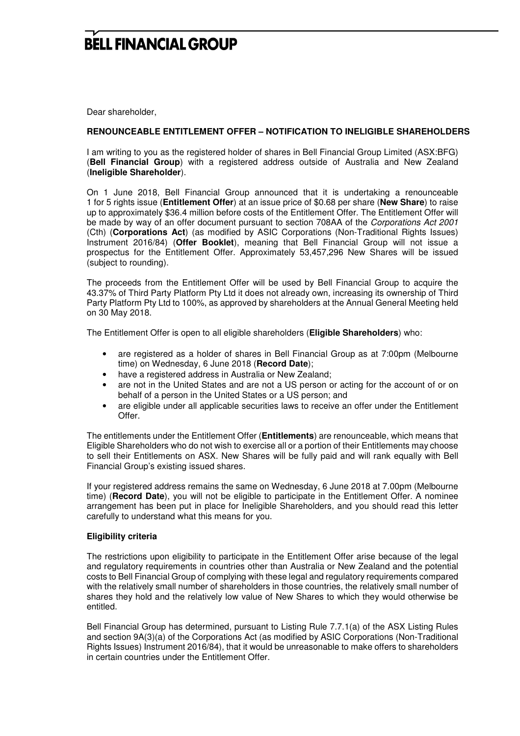# BELL FINANCIAL GROUP

Dear shareholder,

**RENOUNCEABLE ENTITLEMENT OFFER – NOTIFICATION TO INELIGIBLE SHAREHOLDERS**

I am writing to you as the registered holder of shares in Bell Financial Group Limited (ASX:BFG) (**Bell Financial Group**) with a registered address outside of Australia and New Zealand (**Ineligible Shareholder**).

On 1 June 2018, Bell Financial Group announced that it is undertaking a renounceable 1 for 5 rights issue (**Entitlement Offer**) at an issue price of $0.68 per share (**New Share**) to raise up to approximately $36.4 million before costs of the Entitlement Offer. The Entitlement Offer will be made by way of an offer document pursuant to section 708AA of the *Corporations Act 2001* (Cth) (**Corporations Act**) (as modified by ASIC Corporations (Non-Traditional Rights Issues) Instrument 2016/84) (**Offer Booklet**), meaning that Bell Financial Group will not issue a prospectus for the Entitlement Offer. Approximately 53,457,296 New Shares will be issued (subject to rounding).

The proceeds from the Entitlement Offer will be used by Bell Financial Group to acquire the 43.37% of Third Party Platform Pty Ltd it does not already own, increasing its ownership of Third Party Platform Pty Ltd to 100%, as approved by shareholders at the Annual General Meeting held on 30 May 2018.

The Entitlement Offer is open to all eligible shareholders (**Eligible Shareholders**) who:

- are registered as a holder of shares in Bell Financial Group as at 7:00pm (Melbourne time) on Wednesday, 6 June 2018 (**Record Date**);
- have a registered address in Australia or New Zealand;
- are not in the United States and are not a US person or acting for the account of or on behalf of a person in the United States or a US person; and
- are eligible under all applicable securities laws to receive an offer under the Entitlement Offer.

The entitlements under the Entitlement Offer (**Entitlements**) are renounceable, which means that Eligible Shareholders who do not wish to exercise all or a portion of their Entitlements may choose to sell their Entitlements on ASX. New Shares will be fully paid and will rank equally with Bell Financial Group's existing issued shares.

If your registered address remains the same on Wednesday, 6 June 2018 at 7.00pm (Melbourne time) (**Record Date**), you will not be eligible to participate in the Entitlement Offer. A nominee arrangement has been put in place for Ineligible Shareholders, and you should read this letter carefully to understand what this means for you.

**Eligibility criteria**

The restrictions upon eligibility to participate in the Entitlement Offer arise because of the legal and regulatory requirements in countries other than Australia or New Zealand and the potential costs to Bell Financial Group of complying with these legal and regulatory requirements compared with the relatively small number of shareholders in those countries, the relatively small number of shares they hold and the relatively low value of New Shares to which they would otherwise be entitled.

Bell Financial Group has determined, pursuant to Listing Rule 7.7.1(a) of the ASX Listing Rules and section 9A(3)(a) of the Corporations Act (as modified by ASIC Corporations (Non-Traditional Rights Issues) Instrument 2016/84), that it would be unreasonable to make offers to shareholders in certain countries under the Entitlement Offer.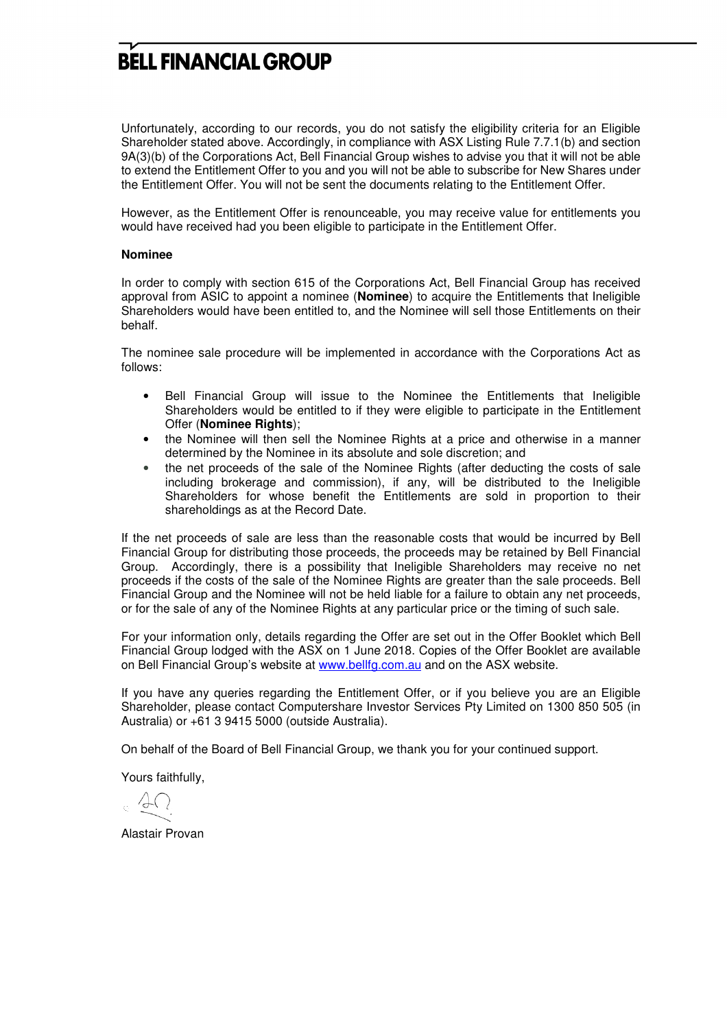# BELL FINANCIAL GROUP

Unfortunately, according to our records, you do not satisfy the eligibility criteria for an Eligible Shareholder stated above. Accordingly, in compliance with ASX Listing Rule 7.7.1(b) and section 9A(3)(b) of the Corporations Act, Bell Financial Group wishes to advise you that it will not be able to extend the Entitlement Offer to you and you will not be able to subscribe for New Shares under the Entitlement Offer. You will not be sent the documents relating to the Entitlement Offer.

However, as the Entitlement Offer is renounceable, you may receive value for entitlements you would have received had you been eligible to participate in the Entitlement Offer.

**Nominee**

In order to comply with section 615 of the Corporations Act, Bell Financial Group has received approval from ASIC to appoint a nominee (**Nominee**) to acquire the Entitlements that Ineligible Shareholders would have been entitled to, and the Nominee will sell those Entitlements on their behalf.

The nominee sale procedure will be implemented in accordance with the Corporations Act as follows:

- Bell Financial Group will issue to the Nominee the Entitlements that Ineligible Shareholders would be entitled to if they were eligible to participate in the Entitlement Offer (**Nominee Rights**);
- the Nominee will then sell the Nominee Rights at a price and otherwise in a manner determined by the Nominee in its absolute and sole discretion; and
- the net proceeds of the sale of the Nominee Rights (after deducting the costs of sale including brokerage and commission), if any, will be distributed to the Ineligible Shareholders for whose benefit the Entitlements are sold in proportion to their shareholdings as at the Record Date.

If the net proceeds of sale are less than the reasonable costs that would be incurred by Bell Financial Group for distributing those proceeds, the proceeds may be retained by Bell Financial Group. Accordingly, there is a possibility that Ineligible Shareholders may receive no net proceeds if the costs of the sale of the Nominee Rights are greater than the sale proceeds. Bell Financial Group and the Nominee will not be held liable for a failure to obtain any net proceeds, or for the sale of any of the Nominee Rights at any particular price or the timing of such sale.

For your information only, details regarding the Offer are set out in the Offer Booklet which Bell Financial Group lodged with the ASX on 1 June 2018. Copies of the Offer Booklet are available on Bell Financial Group's website at www.bellfg.com.au and on the ASX website.

If you have any queries regarding the Entitlement Offer, or if you believe you are an Eligible Shareholder, please contact Computershare Investor Services Pty Limited on 1300 850 505 (in Australia) or +61 3 9415 5000 (outside Australia).

On behalf of the Board of Bell Financial Group, we thank you for your continued support.

Yours faithfully,

Alastair Provan